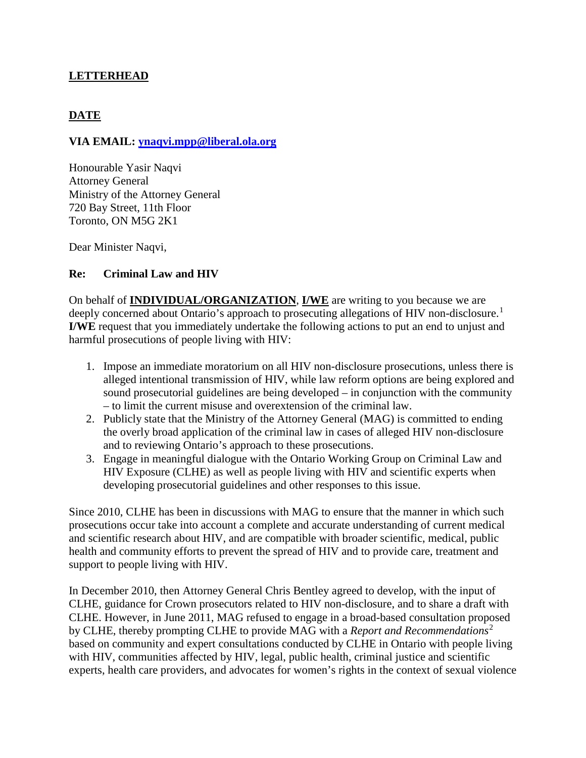**LETTERHEAD**

**DATE**

**VIA EMAIL: ynaqvi.mpp@liberal.ola.org**

Honourable Yasir Naqvi
Attorney General
Ministry of the Attorney General
720 Bay Street, 11th Floor
Toronto, ON M5G 2K1

Dear Minister Naqvi,

**Re: Criminal Law and HIV**

On behalf of **INDIVIDUAL/ORGANIZATION**, **I/WE** are writing to you because we are deeply concerned about Ontario's approach to prosecuting allegations of HIV non-disclosure.[1] **I/WE** request that you immediately undertake the following actions to put an end to unjust and harmful prosecutions of people living with HIV:

1. Impose an immediate moratorium on all HIV non-disclosure prosecutions, unless there is alleged intentional transmission of HIV, while law reform options are being explored and sound prosecutorial guidelines are being developed – in conjunction with the community – to limit the current misuse and overextension of the criminal law.
2. Publicly state that the Ministry of the Attorney General (MAG) is committed to ending the overly broad application of the criminal law in cases of alleged HIV non-disclosure and to reviewing Ontario's approach to these prosecutions.
3. Engage in meaningful dialogue with the Ontario Working Group on Criminal Law and HIV Exposure (CLHE) as well as people living with HIV and scientific experts when developing prosecutorial guidelines and other responses to this issue.

Since 2010, CLHE has been in discussions with MAG to ensure that the manner in which such prosecutions occur take into account a complete and accurate understanding of current medical and scientific research about HIV, and are compatible with broader scientific, medical, public health and community efforts to prevent the spread of HIV and to provide care, treatment and support to people living with HIV.

In December 2010, then Attorney General Chris Bentley agreed to develop, with the input of CLHE, guidance for Crown prosecutors related to HIV non-disclosure, and to share a draft with CLHE. However, in June 2011, MAG refused to engage in a broad-based consultation proposed by CLHE, thereby prompting CLHE to provide MAG with a *Report and Recommendations*[2] based on community and expert consultations conducted by CLHE in Ontario with people living with HIV, communities affected by HIV, legal, public health, criminal justice and scientific experts, health care providers, and advocates for women's rights in the context of sexual violence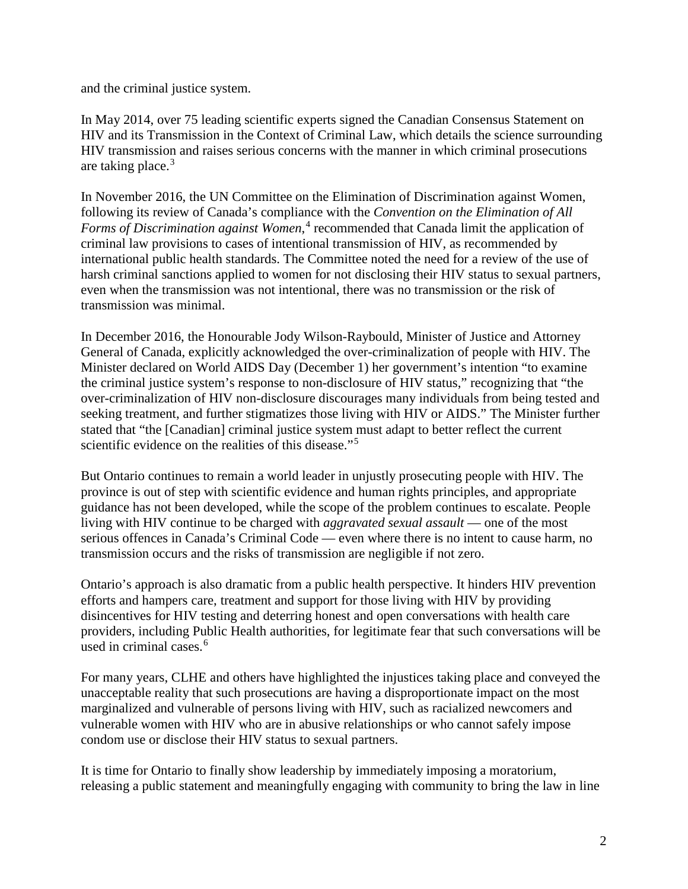and the criminal justice system.

In May 2014, over 75 leading scientific experts signed the Canadian Consensus Statement on HIV and its Transmission in the Context of Criminal Law, which details the science surrounding HIV transmission and raises serious concerns with the manner in which criminal prosecutions are taking place.[3]

In November 2016, the UN Committee on the Elimination of Discrimination against Women, following its review of Canada's compliance with the *Convention on the Elimination of All Forms of Discrimination against Women*,[4] recommended that Canada limit the application of criminal law provisions to cases of intentional transmission of HIV, as recommended by international public health standards. The Committee noted the need for a review of the use of harsh criminal sanctions applied to women for not disclosing their HIV status to sexual partners, even when the transmission was not intentional, there was no transmission or the risk of transmission was minimal.

In December 2016, the Honourable Jody Wilson-Raybould, Minister of Justice and Attorney General of Canada, explicitly acknowledged the over-criminalization of people with HIV. The Minister declared on World AIDS Day (December 1) her government's intention "to examine the criminal justice system's response to non-disclosure of HIV status," recognizing that "the over-criminalization of HIV non-disclosure discourages many individuals from being tested and seeking treatment, and further stigmatizes those living with HIV or AIDS." The Minister further stated that "the [Canadian] criminal justice system must adapt to better reflect the current scientific evidence on the realities of this disease."[5]

But Ontario continues to remain a world leader in unjustly prosecuting people with HIV. The province is out of step with scientific evidence and human rights principles, and appropriate guidance has not been developed, while the scope of the problem continues to escalate. People living with HIV continue to be charged with *aggravated sexual assault* — one of the most serious offences in Canada's Criminal Code — even where there is no intent to cause harm, no transmission occurs and the risks of transmission are negligible if not zero.

Ontario's approach is also dramatic from a public health perspective. It hinders HIV prevention efforts and hampers care, treatment and support for those living with HIV by providing disincentives for HIV testing and deterring honest and open conversations with health care providers, including Public Health authorities, for legitimate fear that such conversations will be used in criminal cases.[6]

For many years, CLHE and others have highlighted the injustices taking place and conveyed the unacceptable reality that such prosecutions are having a disproportionate impact on the most marginalized and vulnerable of persons living with HIV, such as racialized newcomers and vulnerable women with HIV who are in abusive relationships or who cannot safely impose condom use or disclose their HIV status to sexual partners.

It is time for Ontario to finally show leadership by immediately imposing a moratorium, releasing a public statement and meaningfully engaging with community to bring the law in line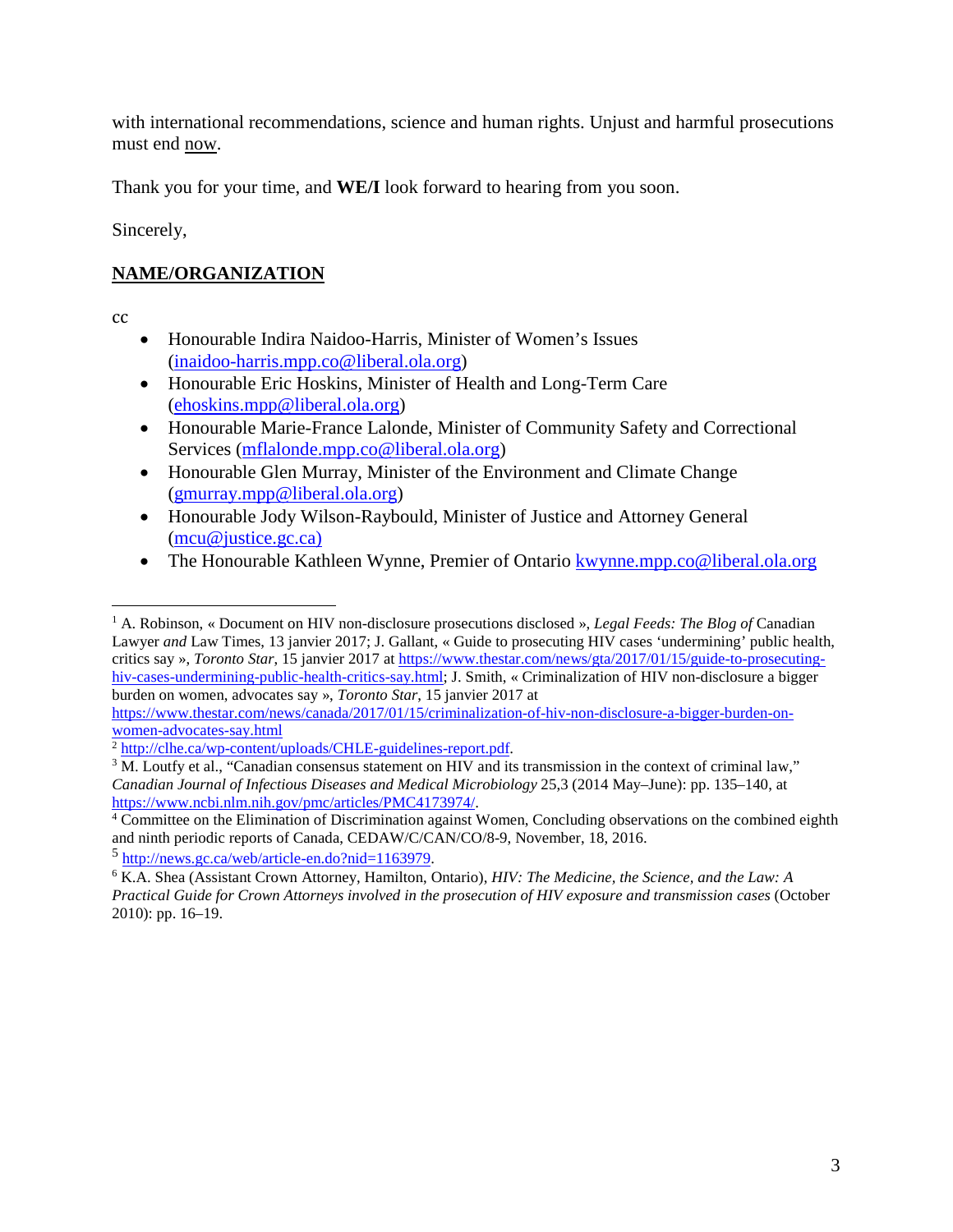with international recommendations, science and human rights. Unjust and harmful prosecutions must end <u>now</u>.

Thank you for your time, and **WE/I** look forward to hearing from you soon.

Sincerely,

**<u>NAME/ORGANIZATION</u>**

cc

- Honourable Indira Naidoo-Harris, Minister of Women's Issues (inaidoo-harris.mpp.co@liberal.ola.org)
- Honourable Eric Hoskins, Minister of Health and Long-Term Care (ehoskins.mpp@liberal.ola.org)
- Honourable Marie-France Lalonde, Minister of Community Safety and Correctional Services (mflalonde.mpp.co@liberal.ola.org)
- Honourable Glen Murray, Minister of the Environment and Climate Change (gmurray.mpp@liberal.ola.org)
- Honourable Jody Wilson-Raybould, Minister of Justice and Attorney General (mcu@justice.gc.ca)
- The Honourable Kathleen Wynne, Premier of Ontario kwynne.mpp.co@liberal.ola.org

---

[1] A. Robinson, « Document on HIV non-disclosure prosecutions disclosed », *Legal Feeds: The Blog of* Canadian Lawyer *and* Law Times, 13 janvier 2017; J. Gallant, « Guide to prosecuting HIV cases 'undermining' public health, critics say », *Toronto Star*, 15 janvier 2017 at https://www.thestar.com/news/gta/2017/01/15/guide-to-prosecuting-hiv-cases-undermining-public-health-critics-say.html; J. Smith, « Criminalization of HIV non-disclosure a bigger burden on women, advocates say », *Toronto Star*, 15 janvier 2017 at https://www.thestar.com/news/canada/2017/01/15/criminalization-of-hiv-non-disclosure-a-bigger-burden-on-women-advocates-say.html

[2] http://clhe.ca/wp-content/uploads/CHLE-guidelines-report.pdf.

[3] M. Loutfy et al., "Canadian consensus statement on HIV and its transmission in the context of criminal law," *Canadian Journal of Infectious Diseases and Medical Microbiology* 25,3 (2014 May–June): pp. 135–140, at https://www.ncbi.nlm.nih.gov/pmc/articles/PMC4173974/.

[4] Committee on the Elimination of Discrimination against Women, Concluding observations on the combined eighth and ninth periodic reports of Canada, CEDAW/C/CAN/CO/8-9, November, 18, 2016.

[5] http://news.gc.ca/web/article-en.do?nid=1163979.

[6] K.A. Shea (Assistant Crown Attorney, Hamilton, Ontario), *HIV: The Medicine, the Science, and the Law: A Practical Guide for Crown Attorneys involved in the prosecution of HIV exposure and transmission cases* (October 2010): pp. 16–19.